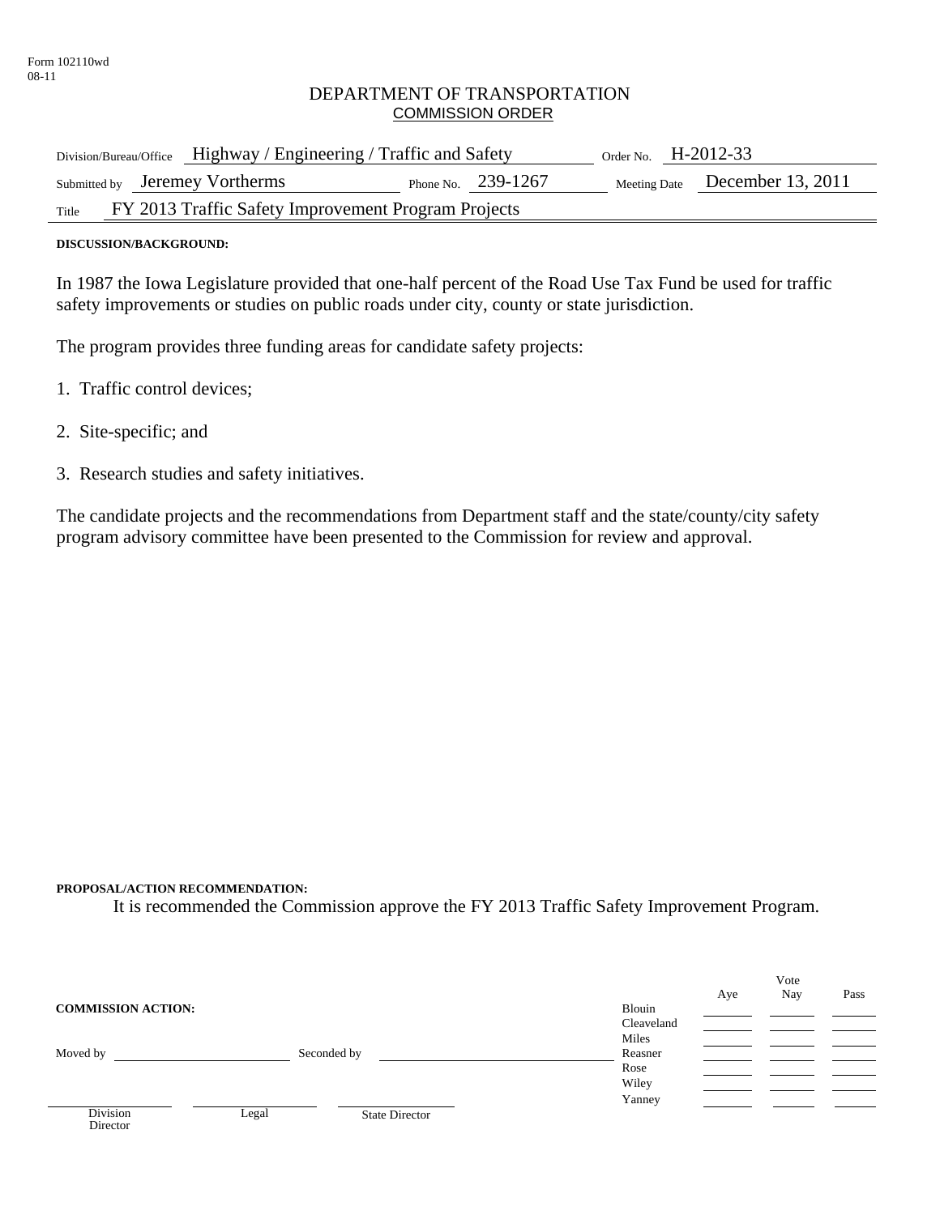Form 102110wd
08-11

# DEPARTMENT OF TRANSPORTATION

## COMMISSION ORDER

| | | | | | |
|---|---|---|---|---|---|
| Division/Bureau/Office | Highway / Engineering / Traffic and Safety | | | Order No. | H-2012-33 |
| Submitted by | Jeremey Vortherms | Phone No. | 239-1267 | Meeting Date | December 13, 2011 |
| Title | FY 2013 Traffic Safety Improvement Program Projects | | | | |

**DISCUSSION/BACKGROUND:**

In 1987 the Iowa Legislature provided that one-half percent of the Road Use Tax Fund be used for traffic safety improvements or studies on public roads under city, county or state jurisdiction.

The program provides three funding areas for candidate safety projects:

1. Traffic control devices;
2. Site-specific; and
3. Research studies and safety initiatives.

The candidate projects and the recommendations from Department staff and the state/county/city safety program advisory committee have been presented to the Commission for review and approval.

**PROPOSAL/ACTION RECOMMENDATION:**

It is recommended the Commission approve the FY 2013 Traffic Safety Improvement Program.

**COMMISSION ACTION:**

Moved by ____________ Seconded by ____________

| | Aye | Vote Nay | Pass |
|---|---|---|---|
| Blouin | | | |
| Cleaveland | | | |
| Miles | | | |
| Reasner | | | |
| Rose | | | |
| Wiley | | | |
| Yanney | | | |

____________ Division Director ____________ Legal ____________ State Director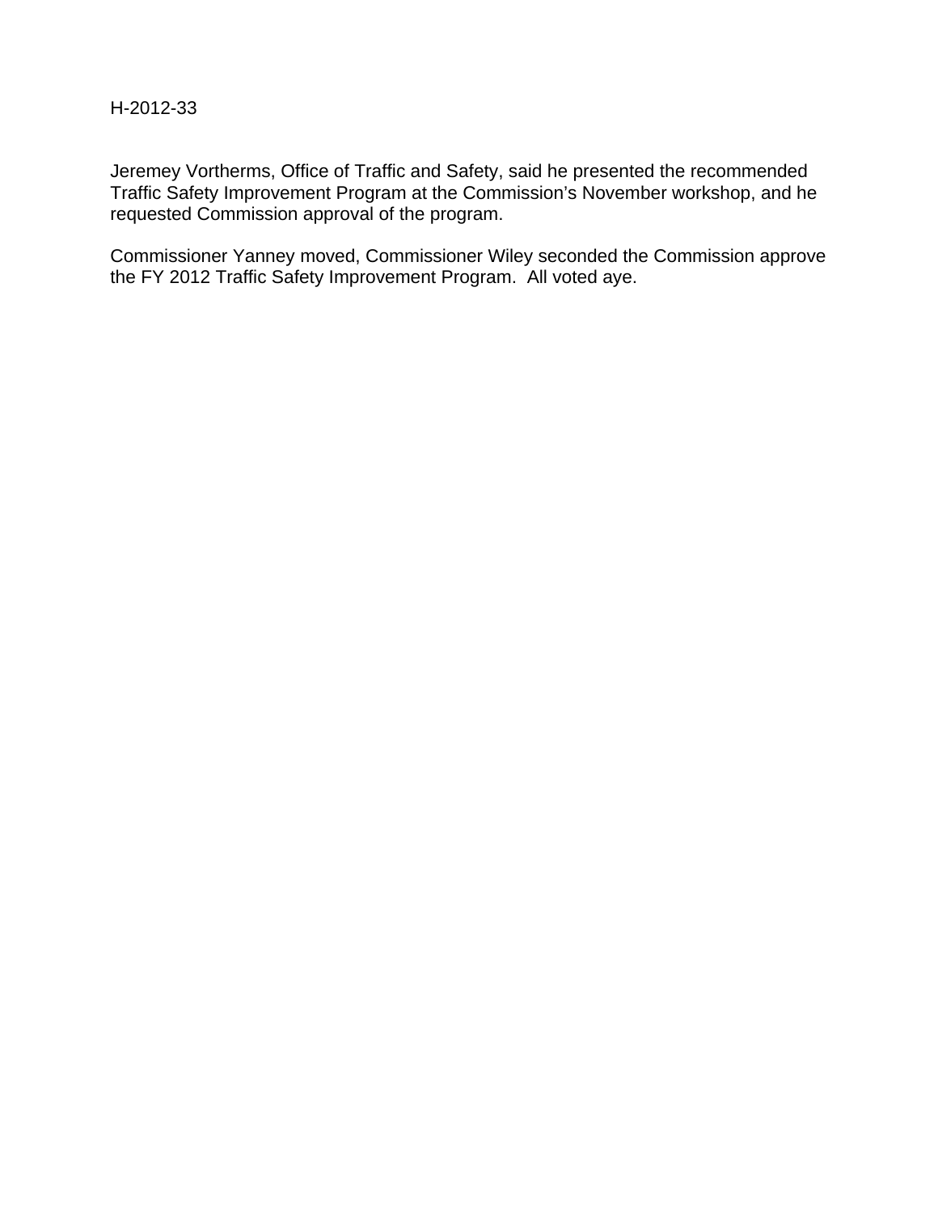H-2012-33

Jeremey Vortherms, Office of Traffic and Safety, said he presented the recommended Traffic Safety Improvement Program at the Commission's November workshop, and he requested Commission approval of the program.

Commissioner Yanney moved, Commissioner Wiley seconded the Commission approve the FY 2012 Traffic Safety Improvement Program. All voted aye.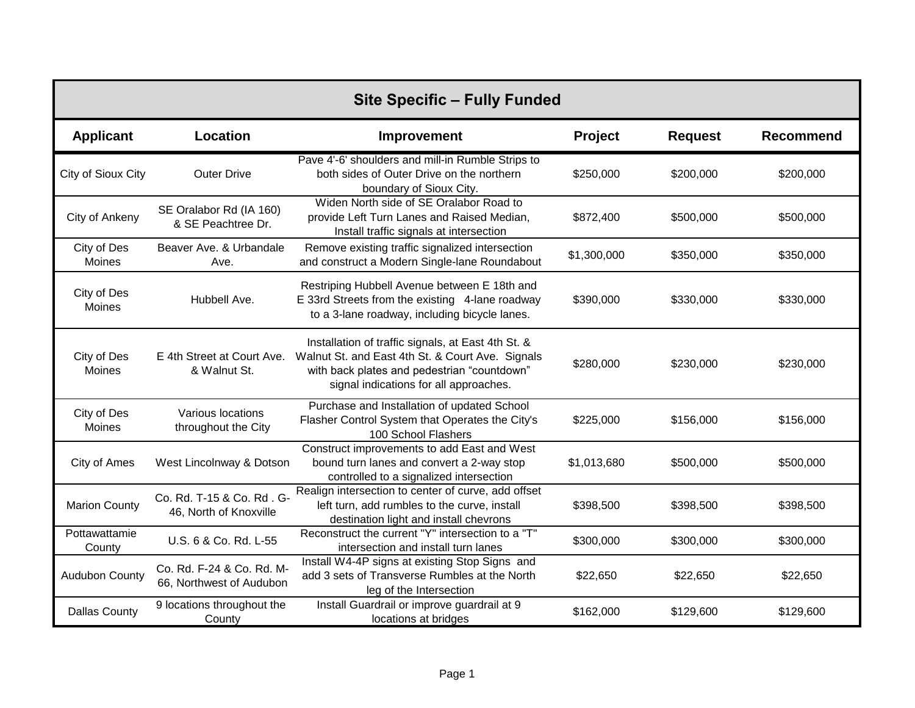## Site Specific – Fully Funded

| Applicant | Location | Improvement | Project | Request | Recommend |
|---|---|---|---|---|---|
| City of Sioux City | Outer Drive | Pave 4'-6' shoulders and mill-in Rumble Strips to both sides of Outer Drive on the northern boundary of Sioux City. | $250,000 | $200,000 | $200,000 |
| City of Ankeny | SE Oralabor Rd (IA 160) & SE Peachtree Dr. | Widen North side of SE Oralabor Road to provide Left Turn Lanes and Raised Median, Install traffic signals at intersection | $872,400 | $500,000 | $500,000 |
| City of Des Moines | Beaver Ave. & Urbandale Ave. | Remove existing traffic signalized intersection and construct a Modern Single-lane Roundabout | $1,300,000 | $350,000 | $350,000 |
| City of Des Moines | Hubbell Ave. | Restriping Hubbell Avenue between E 18th and E 33rd Streets from the existing 4-lane roadway to a 3-lane roadway, including bicycle lanes. | $390,000 | $330,000 | $330,000 |
| City of Des Moines | E 4th Street at Court Ave. & Walnut St. | Installation of traffic signals, at East 4th St. & Walnut St. and East 4th St. & Court Ave. Signals with back plates and pedestrian “countdown” signal indications for all approaches. | $280,000 | $230,000 | $230,000 |
| City of Des Moines | Various locations throughout the City | Purchase and Installation of updated School Flasher Control System that Operates the City's 100 School Flashers | $225,000 | $156,000 | $156,000 |
| City of Ames | West Lincolnway & Dotson | Construct improvements to add East and West bound turn lanes and convert a 2-way stop controlled to a signalized intersection | $1,013,680 | $500,000 | $500,000 |
| Marion County | Co. Rd. T-15 & Co. Rd . G-46, North of Knoxville | Realign intersection to center of curve, add offset left turn, add rumbles to the curve, install destination light and install chevrons | $398,500 | $398,500 | $398,500 |
| Pottawattamie County | U.S. 6 & Co. Rd. L-55 | Reconstruct the current "Y" intersection to a "T" intersection and install turn lanes | $300,000 | $300,000 | $300,000 |
| Audubon County | Co. Rd. F-24 & Co. Rd. M-66, Northwest of Audubon | Install W4-4P signs at existing Stop Signs and add 3 sets of Transverse Rumbles at the North leg of the Intersection | $22,650 | $22,650 | $22,650 |
| Dallas County | 9 locations throughout the County | Install Guardrail or improve guardrail at 9 locations at bridges | $162,000 | $129,600 | $129,600 |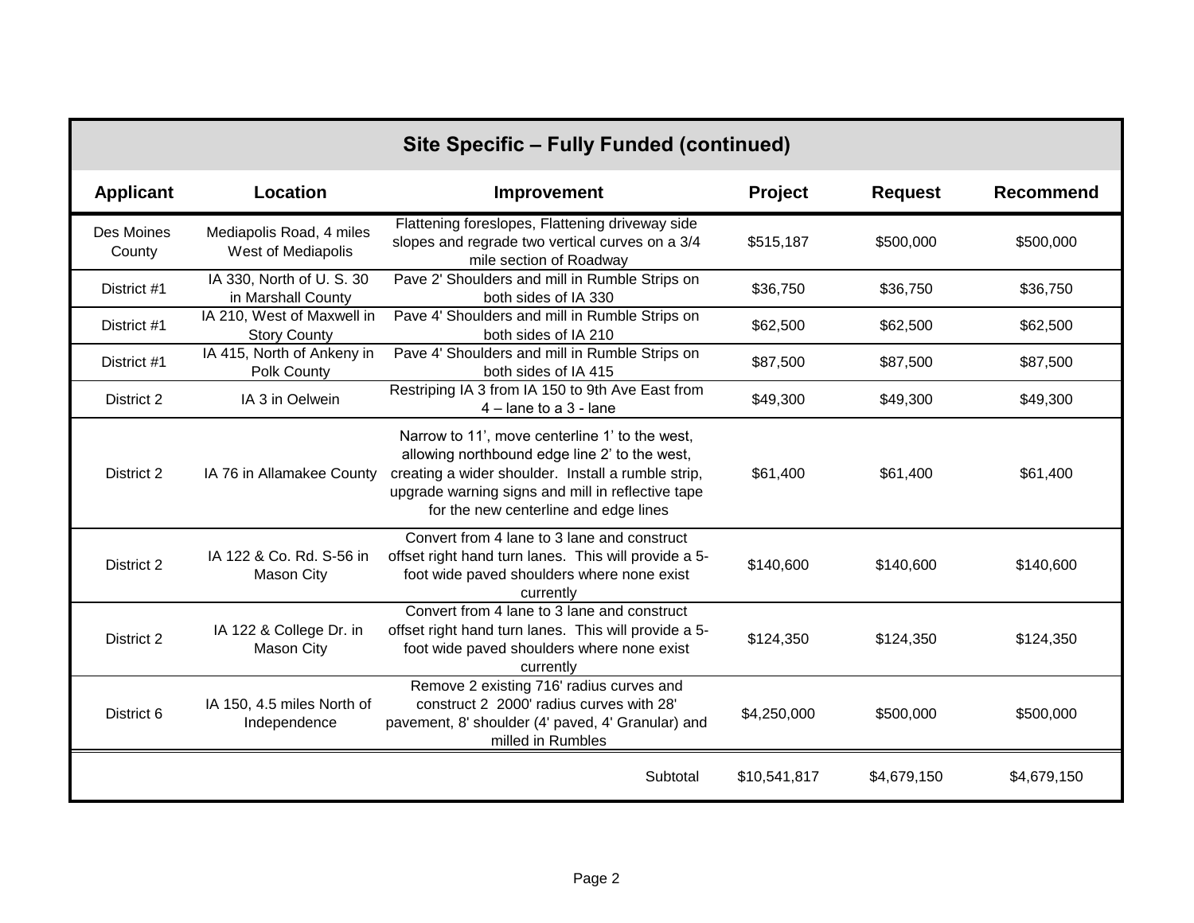| Site Specific – Fully Funded (continued) | | | | | |
|---|---|---|---|---|---|
| **Applicant** | **Location** | **Improvement** | **Project** | **Request** | **Recommend** |
| Des Moines County | Mediapolis Road, 4 miles West of Mediapolis | Flattening foreslopes, Flattening driveway side slopes and regrade two vertical curves on a 3/4 mile section of Roadway | $515,187 | $500,000 | $500,000 |
| District #1 | IA 330, North of U. S. 30 in Marshall County | Pave 2' Shoulders and mill in Rumble Strips on both sides of IA 330 | $36,750 | $36,750 | $36,750 |
| District #1 | IA 210, West of Maxwell in Story County | Pave 4' Shoulders and mill in Rumble Strips on both sides of IA 210 | $62,500 | $62,500 | $62,500 |
| District #1 | IA 415, North of Ankeny in Polk County | Pave 4' Shoulders and mill in Rumble Strips on both sides of IA 415 | $87,500 | $87,500 | $87,500 |
| District 2 | IA 3 in Oelwein | Restriping IA 3 from IA 150 to 9th Ave East from 4 – lane to a 3 - lane | $49,300 | $49,300 | $49,300 |
| District 2 | IA 76 in Allamakee County | Narrow to 11', move centerline 1' to the west, allowing northbound edge line 2' to the west, creating a wider shoulder. Install a rumble strip, upgrade warning signs and mill in reflective tape for the new centerline and edge lines | $61,400 | $61,400 | $61,400 |
| District 2 | IA 122 & Co. Rd. S-56 in Mason City | Convert from 4 lane to 3 lane and construct offset right hand turn lanes. This will provide a 5-foot wide paved shoulders where none exist currently | $140,600 | $140,600 | $140,600 |
| District 2 | IA 122 & College Dr. in Mason City | Convert from 4 lane to 3 lane and construct offset right hand turn lanes. This will provide a 5-foot wide paved shoulders where none exist currently | $124,350 | $124,350 | $124,350 |
| District 6 | IA 150, 4.5 miles North of Independence | Remove 2 existing 716' radius curves and construct 2 2000' radius curves with 28' pavement, 8' shoulder (4' paved, 4' Granular) and milled in Rumbles | $4,250,000 | $500,000 | $500,000 |
| | | Subtotal | $10,541,817 | $4,679,150 | $4,679,150 |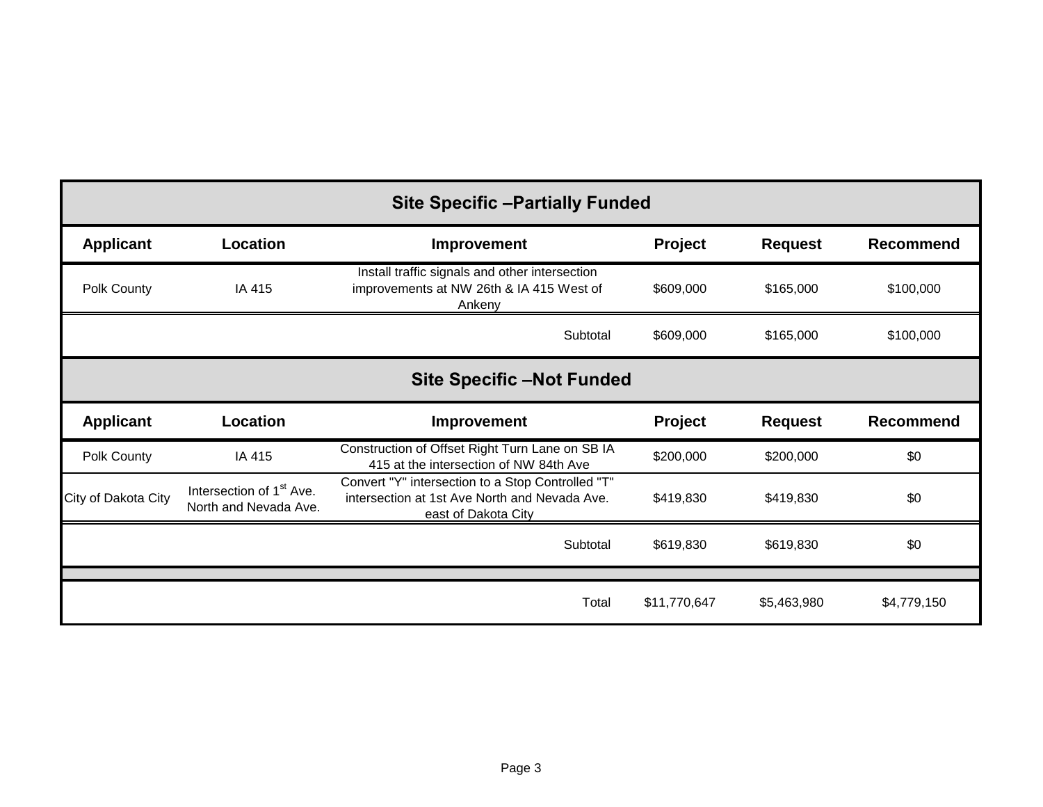| Site Specific –Partially Funded | | | | | |
|---|---|---|---|---|---|
| **Applicant** | **Location** | **Improvement** | **Project** | **Request** | **Recommend** |
| Polk County | IA 415 | Install traffic signals and other intersection improvements at NW 26th & IA 415 West of Ankeny | $609,000 | $165,000 | $100,000 |
| | | Subtotal | $609,000 | $165,000 | $100,000 |

| Site Specific –Not Funded | | | | | |
|---|---|---|---|---|---|
| **Applicant** | **Location** | **Improvement** | **Project** | **Request** | **Recommend** |
| Polk County | IA 415 | Construction of Offset Right Turn Lane on SB IA 415 at the intersection of NW 84th Ave | $200,000 | $200,000 | $0 |
| City of Dakota City | Intersection of 1st Ave. North and Nevada Ave. | Convert "Y" intersection to a Stop Controlled "T" intersection at 1st Ave North and Nevada Ave. east of Dakota City | $419,830 | $419,830 | $0 |
| | | Subtotal | $619,830 | $619,830 | $0 |
| | | Total | $11,770,647 | $5,463,980 | $4,779,150 |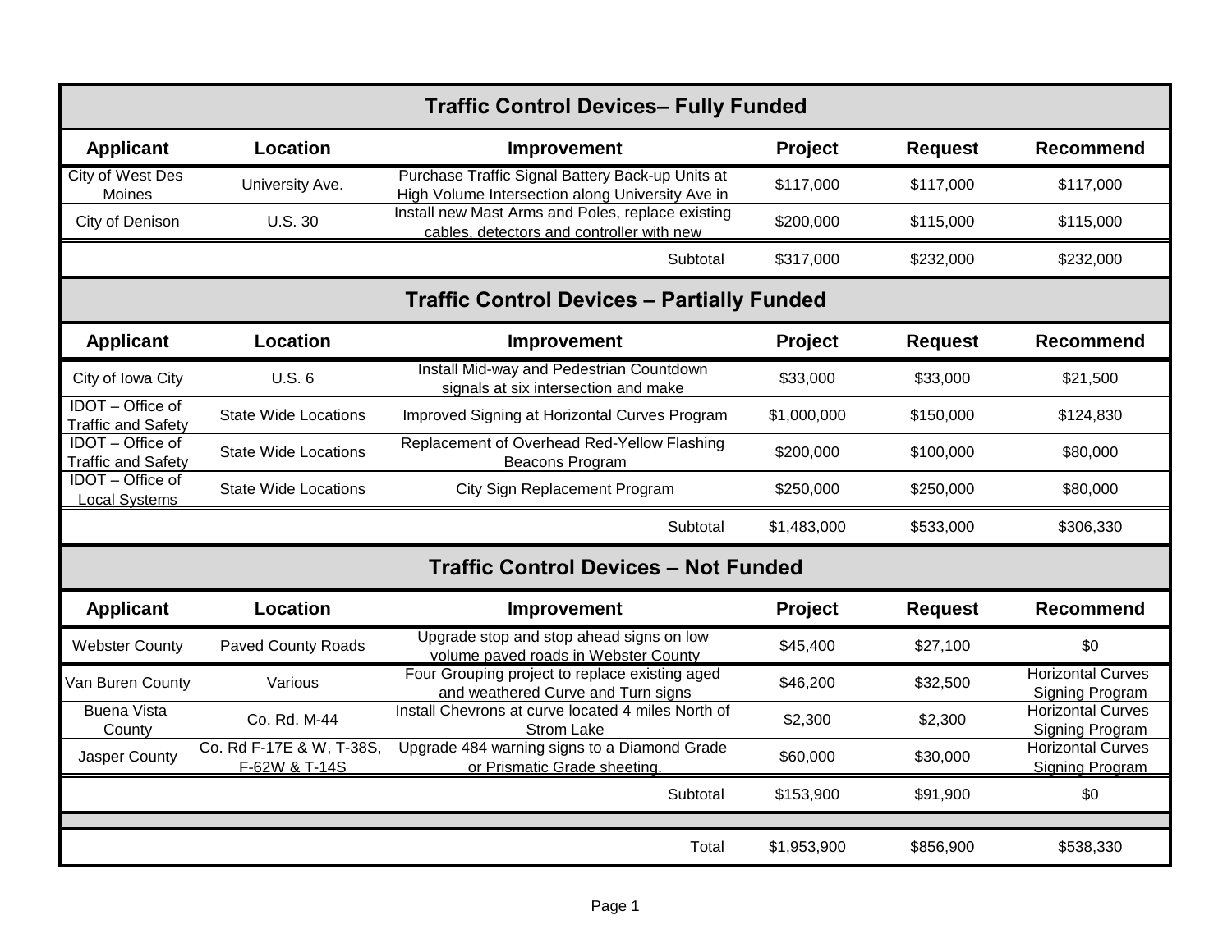## Traffic Control Devices– Fully Funded

| Applicant | Location | Improvement | Project | Request | Recommend |
|---|---|---|---|---|---|
| City of West Des Moines | University Ave. | Purchase Traffic Signal Battery Back-up Units at High Volume Intersection along University Ave in | $117,000 | $117,000 | $117,000 |
| City of Denison | U.S. 30 | Install new Mast Arms and Poles, replace existing cables, detectors and controller with new | $200,000 | $115,000 | $115,000 |
| | | Subtotal | $317,000 | $232,000 | $232,000 |

## Traffic Control Devices – Partially Funded

| Applicant | Location | Improvement | Project | Request | Recommend |
|---|---|---|---|---|---|
| City of Iowa City | U.S. 6 | Install Mid-way and Pedestrian Countdown signals at six intersection and make | $33,000 | $33,000 | $21,500 |
| IDOT – Office of Traffic and Safety | State Wide Locations | Improved Signing at Horizontal Curves Program | $1,000,000 | $150,000 | $124,830 |
| IDOT – Office of Traffic and Safety | State Wide Locations | Replacement of Overhead Red-Yellow Flashing Beacons Program | $200,000 | $100,000 | $80,000 |
| IDOT – Office of Local Systems | State Wide Locations | City Sign Replacement Program | $250,000 | $250,000 | $80,000 |
| | | Subtotal | $1,483,000 | $533,000 | $306,330 |

## Traffic Control Devices – Not Funded

| Applicant | Location | Improvement | Project | Request | Recommend |
|---|---|---|---|---|---|
| Webster County | Paved County Roads | Upgrade stop and stop ahead signs on low volume paved roads in Webster County | $45,400 | $27,100 | $0 |
| Van Buren County | Various | Four Grouping project to replace existing aged and weathered Curve and Turn signs | $46,200 | $32,500 | Horizontal Curves Signing Program |
| Buena Vista County | Co. Rd. M-44 | Install Chevrons at curve located 4 miles North of Strom Lake | $2,300 | $2,300 | Horizontal Curves Signing Program |
| Jasper County | Co. Rd F-17E & W, T-38S, F-62W & T-14S | Upgrade 484 warning signs to a Diamond Grade or Prismatic Grade sheeting. | $60,000 | $30,000 | Horizontal Curves Signing Program |
| | | Subtotal | $153,900 | $91,900 | $0 |
| | | Total | $1,953,900 | $856,900 | $538,330 |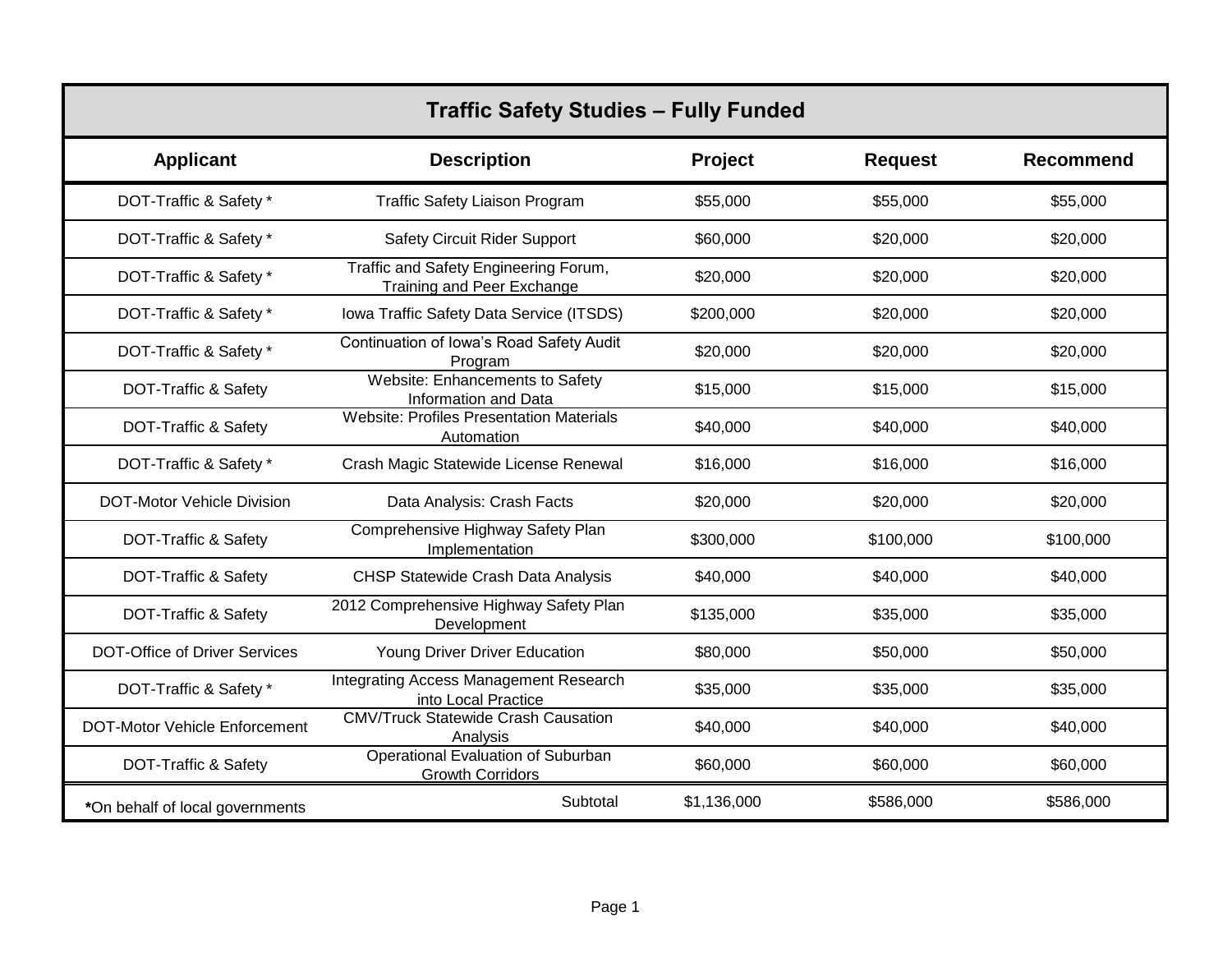| Traffic Safety Studies – Fully Funded | | | | |
|---|---|---|---|---|
| **Applicant** | **Description** | **Project** | **Request** | **Recommend** |
| DOT-Traffic & Safety * | Traffic Safety Liaison Program | $55,000 | $55,000 | $55,000 |
| DOT-Traffic & Safety * | Safety Circuit Rider Support | $60,000 | $20,000 | $20,000 |
| DOT-Traffic & Safety * | Traffic and Safety Engineering Forum, Training and Peer Exchange | $20,000 | $20,000 | $20,000 |
| DOT-Traffic & Safety * | Iowa Traffic Safety Data Service (ITSDS) | $200,000 | $20,000 | $20,000 |
| DOT-Traffic & Safety * | Continuation of Iowa's Road Safety Audit Program | $20,000 | $20,000 | $20,000 |
| DOT-Traffic & Safety | Website: Enhancements to Safety Information and Data | $15,000 | $15,000 | $15,000 |
| DOT-Traffic & Safety | Website: Profiles Presentation Materials Automation | $40,000 | $40,000 | $40,000 |
| DOT-Traffic & Safety * | Crash Magic Statewide License Renewal | $16,000 | $16,000 | $16,000 |
| DOT-Motor Vehicle Division | Data Analysis: Crash Facts | $20,000 | $20,000 | $20,000 |
| DOT-Traffic & Safety | Comprehensive Highway Safety Plan Implementation | $300,000 | $100,000 | $100,000 |
| DOT-Traffic & Safety | CHSP Statewide Crash Data Analysis | $40,000 | $40,000 | $40,000 |
| DOT-Traffic & Safety | 2012 Comprehensive Highway Safety Plan Development | $135,000 | $35,000 | $35,000 |
| DOT-Office of Driver Services | Young Driver Driver Education | $80,000 | $50,000 | $50,000 |
| DOT-Traffic & Safety * | Integrating Access Management Research into Local Practice | $35,000 | $35,000 | $35,000 |
| DOT-Motor Vehicle Enforcement | CMV/Truck Statewide Crash Causation Analysis | $40,000 | $40,000 | $40,000 |
| DOT-Traffic & Safety | Operational Evaluation of Suburban Growth Corridors | $60,000 | $60,000 | $60,000 |
| ***On behalf of local governments** | Subtotal | $1,136,000 | $586,000 | $586,000 |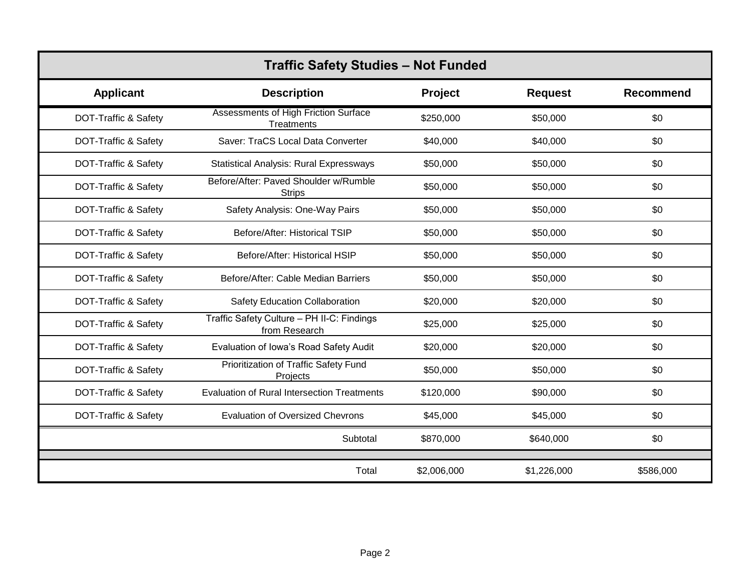| Traffic Safety Studies – Not Funded | | | | |
|---|---|---|---|---|
| **Applicant** | **Description** | **Project** | **Request** | **Recommend** |
| DOT-Traffic & Safety | Assessments of High Friction Surface Treatments | $250,000 | $50,000 | $0 |
| DOT-Traffic & Safety | Saver: TraCS Local Data Converter | $40,000 | $40,000 | $0 |
| DOT-Traffic & Safety | Statistical Analysis: Rural Expressways | $50,000 | $50,000 | $0 |
| DOT-Traffic & Safety | Before/After: Paved Shoulder w/Rumble Strips | $50,000 | $50,000 | $0 |
| DOT-Traffic & Safety | Safety Analysis: One-Way Pairs | $50,000 | $50,000 | $0 |
| DOT-Traffic & Safety | Before/After: Historical TSIP | $50,000 | $50,000 | $0 |
| DOT-Traffic & Safety | Before/After: Historical HSIP | $50,000 | $50,000 | $0 |
| DOT-Traffic & Safety | Before/After: Cable Median Barriers | $50,000 | $50,000 | $0 |
| DOT-Traffic & Safety | Safety Education Collaboration | $20,000 | $20,000 | $0 |
| DOT-Traffic & Safety | Traffic Safety Culture – PH II-C: Findings from Research | $25,000 | $25,000 | $0 |
| DOT-Traffic & Safety | Evaluation of Iowa's Road Safety Audit | $20,000 | $20,000 | $0 |
| DOT-Traffic & Safety | Prioritization of Traffic Safety Fund Projects | $50,000 | $50,000 | $0 |
| DOT-Traffic & Safety | Evaluation of Rural Intersection Treatments | $120,000 | $90,000 | $0 |
| DOT-Traffic & Safety | Evaluation of Oversized Chevrons | $45,000 | $45,000 | $0 |
| | Subtotal | $870,000 | $640,000 | $0 |
| | Total | $2,006,000 | $1,226,000 | $586,000 |